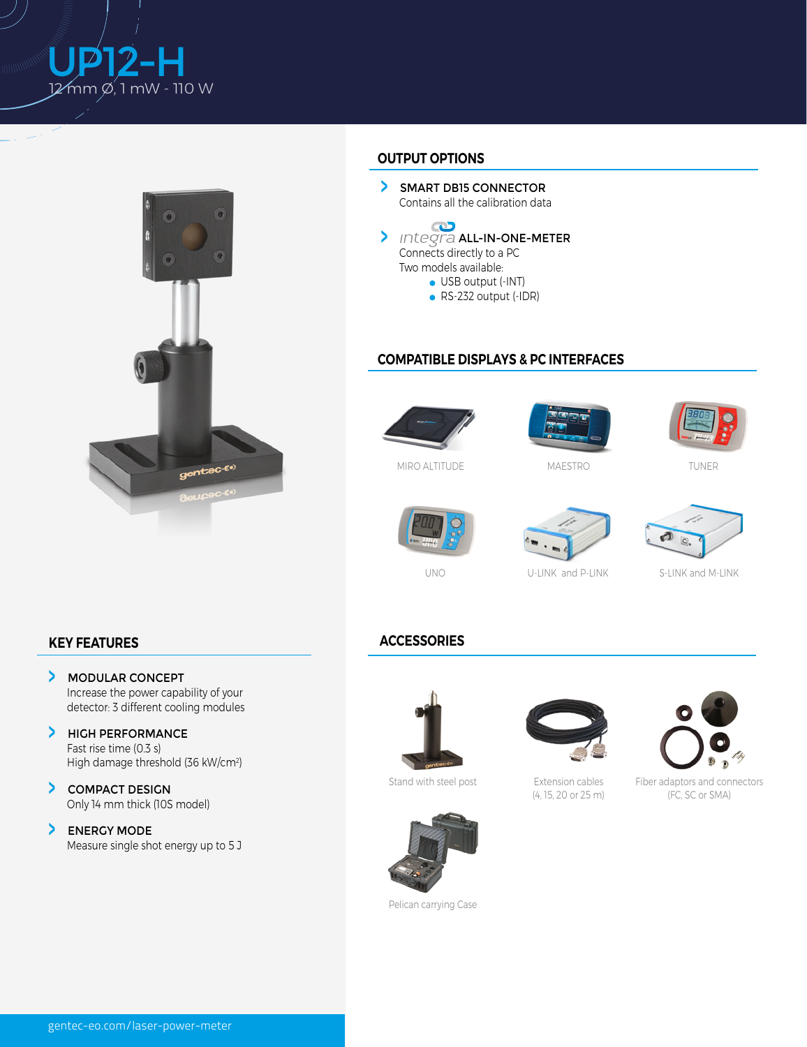# UP12-H

12 mm Ø, 1 mW - 110 W

## KEY FEATURES

- **MODULAR CONCEPT**
  Increase the power capability of your detector: 3 different cooling modules
- **HIGH PERFORMANCE**
  Fast rise time (0.3 s)
  High damage threshold (36 kW/cm²)
- **COMPACT DESIGN**
  Only 14 mm thick (10S model)
- **ENERGY MODE**
  Measure single shot energy up to 5 J

## OUTPUT OPTIONS

- **SMART DB15 CONNECTOR**
  Contains all the calibration data
- integra **ALL-IN-ONE-METER**
  Connects directly to a PC
  Two models available:
  - USB output (-INT)
  - RS-232 output (-IDR)

## COMPATIBLE DISPLAYS & PC INTERFACES

MIRO ALTITUDE

MAESTRO

TUNER

UNO

U-LINK and P-LINK

S-LINK and M-LINK

## ACCESSORIES

Stand with steel post

Extension cables (4, 15, 20 or 25 m)

Fiber adaptors and connectors (FC, SC or SMA)

Pelican carrying Case

gentec-eo.com/laser-power-meter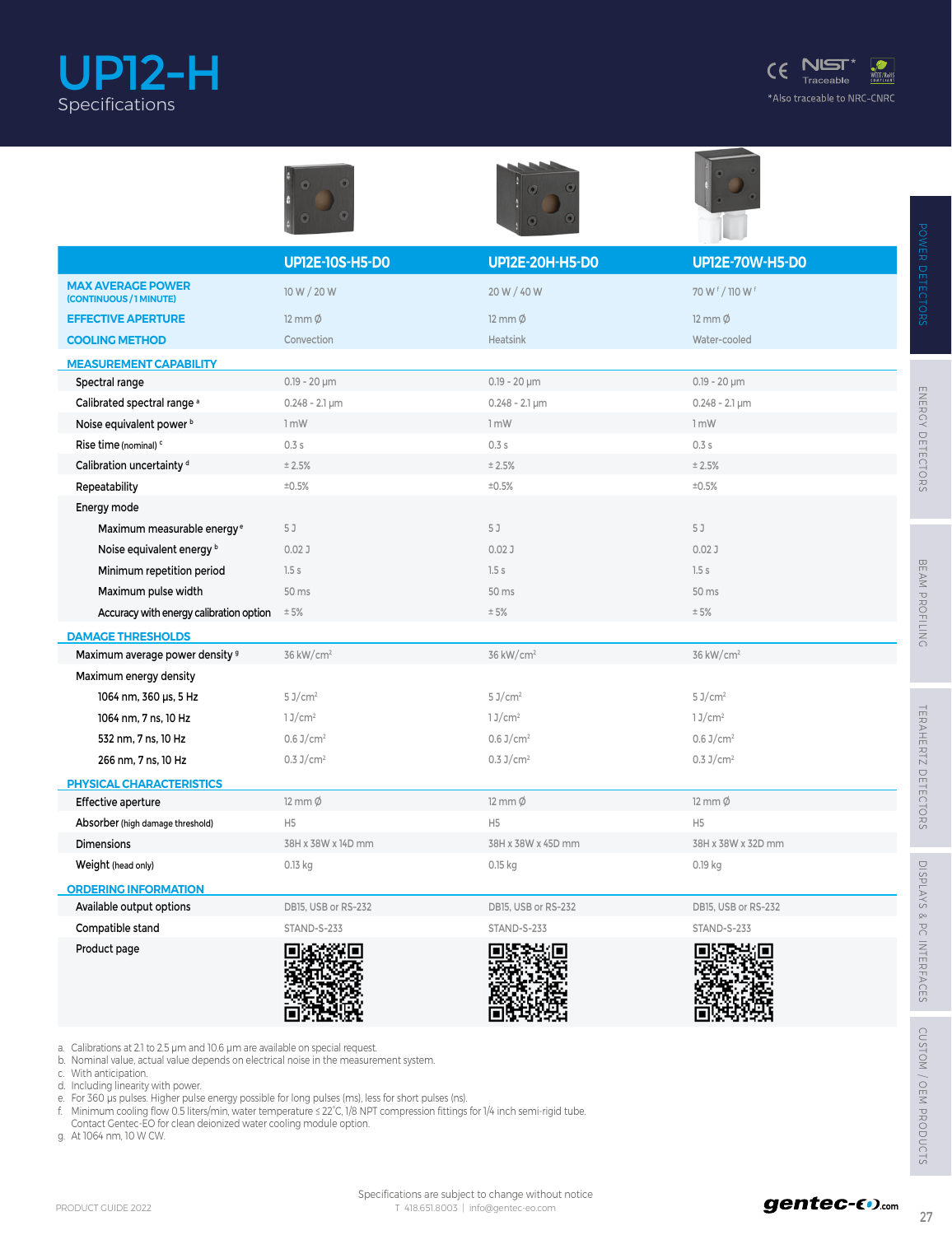# UP12-H

Specifications

*Also traceable to NRC-CNRC

| | UP12E-10S-H5-D0 | UP12E-20H-H5-D0 | UP12E-70W-H5-D0 |
|---|---|---|---|
| **MAX AVERAGE POWER** (CONTINUOUS / 1 MINUTE) | 10 W / 20 W | 20 W / 40 W | 70 W [f] / 110 W [f] |
| **EFFECTIVE APERTURE** | 12 mm Ø | 12 mm Ø | 12 mm Ø |
| **COOLING METHOD** | Convection | Heatsink | Water-cooled |
| **MEASUREMENT CAPABILITY** | | | |
| Spectral range | 0.19 - 20 μm | 0.19 - 20 μm | 0.19 - 20 μm |
| Calibrated spectral range [a] | 0.248 - 2.1 μm | 0.248 - 2.1 μm | 0.248 - 2.1 μm |
| Noise equivalent power [b] | 1 mW | 1 mW | 1 mW |
| Rise time (nominal) [c] | 0.3 s | 0.3 s | 0.3 s |
| Calibration uncertainty [d] | ± 2.5% | ± 2.5% | ± 2.5% |
| Repeatability | ±0.5% | ±0.5% | ±0.5% |
| Energy mode | | | |
| Maximum measurable energy [e] | 5 J | 5 J | 5 J |
| Noise equivalent energy [b] | 0.02 J | 0.02 J | 0.02 J |
| Minimum repetition period | 1.5 s | 1.5 s | 1.5 s |
| Maximum pulse width | 50 ms | 50 ms | 50 ms |
| Accuracy with energy calibration option | ± 5% | ± 5% | ± 5% |
| **DAMAGE THRESHOLDS** | | | |
| Maximum average power density [g] | 36 kW/cm² | 36 kW/cm² | 36 kW/cm² |
| Maximum energy density | | | |
| 1064 nm, 360 μs, 5 Hz | 5 J/cm² | 5 J/cm² | 5 J/cm² |
| 1064 nm, 7 ns, 10 Hz | 1 J/cm² | 1 J/cm² | 1 J/cm² |
| 532 nm, 7 ns, 10 Hz | 0.6 J/cm² | 0.6 J/cm² | 0.6 J/cm² |
| 266 nm, 7 ns, 10 Hz | 0.3 J/cm² | 0.3 J/cm² | 0.3 J/cm² |
| **PHYSICAL CHARACTERISTICS** | | | |
| Effective aperture | 12 mm Ø | 12 mm Ø | 12 mm Ø |
| Absorber (high damage threshold) | H5 | H5 | H5 |
| Dimensions | 38H x 38W x 14D mm | 38H x 38W x 45D mm | 38H x 38W x 32D mm |
| Weight (head only) | 0.13 kg | 0.15 kg | 0.19 kg |
| **ORDERING INFORMATION** | | | |
| Available output options | DB15, USB or RS-232 | DB15, USB or RS-232 | DB15, USB or RS-232 |
| Compatible stand | STAND-S-233 | STAND-S-233 | STAND-S-233 |
| Product page | | | |

a. Calibrations at 2.1 to 2.5 μm and 10.6 μm are available on special request.
b. Nominal value, actual value depends on electrical noise in the measurement system.
c. With anticipation.
d. Including linearity with power.
e. For 360 μs pulses. Higher pulse energy possible for long pulses (ms), less for short pulses (ns).
f. Minimum cooling flow 0.5 liters/min, water temperature ≤ 22°C, 1/8 NPT compression fittings for 1/4 inch semi-rigid tube. Contact Gentec-EO for clean deionized water cooling module option.
g. At 1064 nm, 10 W CW.

Specifications are subject to change without notice
T 418.651.8003 | info@gentec-eo.com